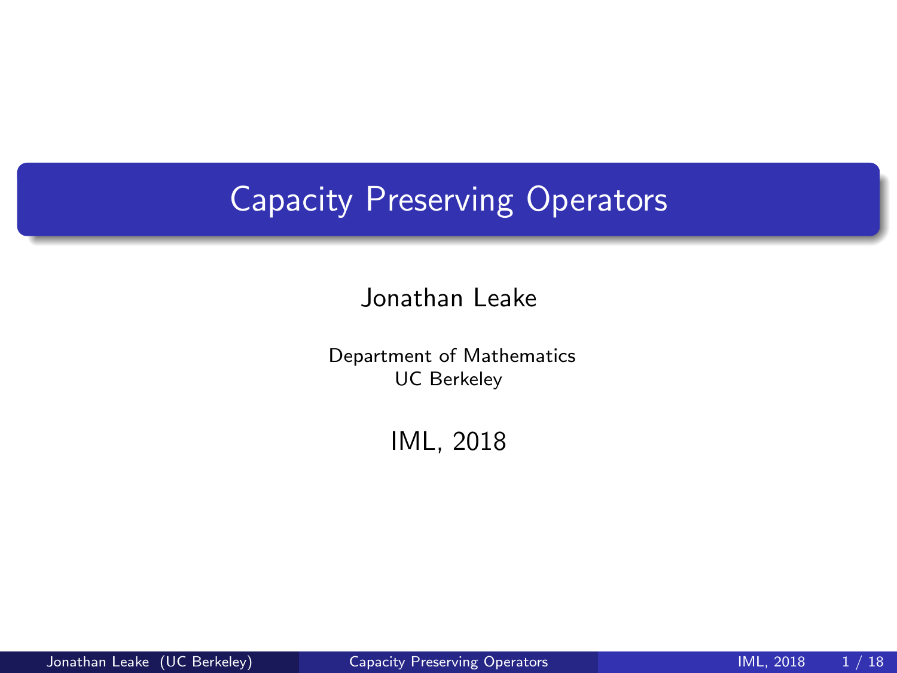# Capacity Preserving Operators

Jonathan Leake

Department of Mathematics
UC Berkeley

IML, 2018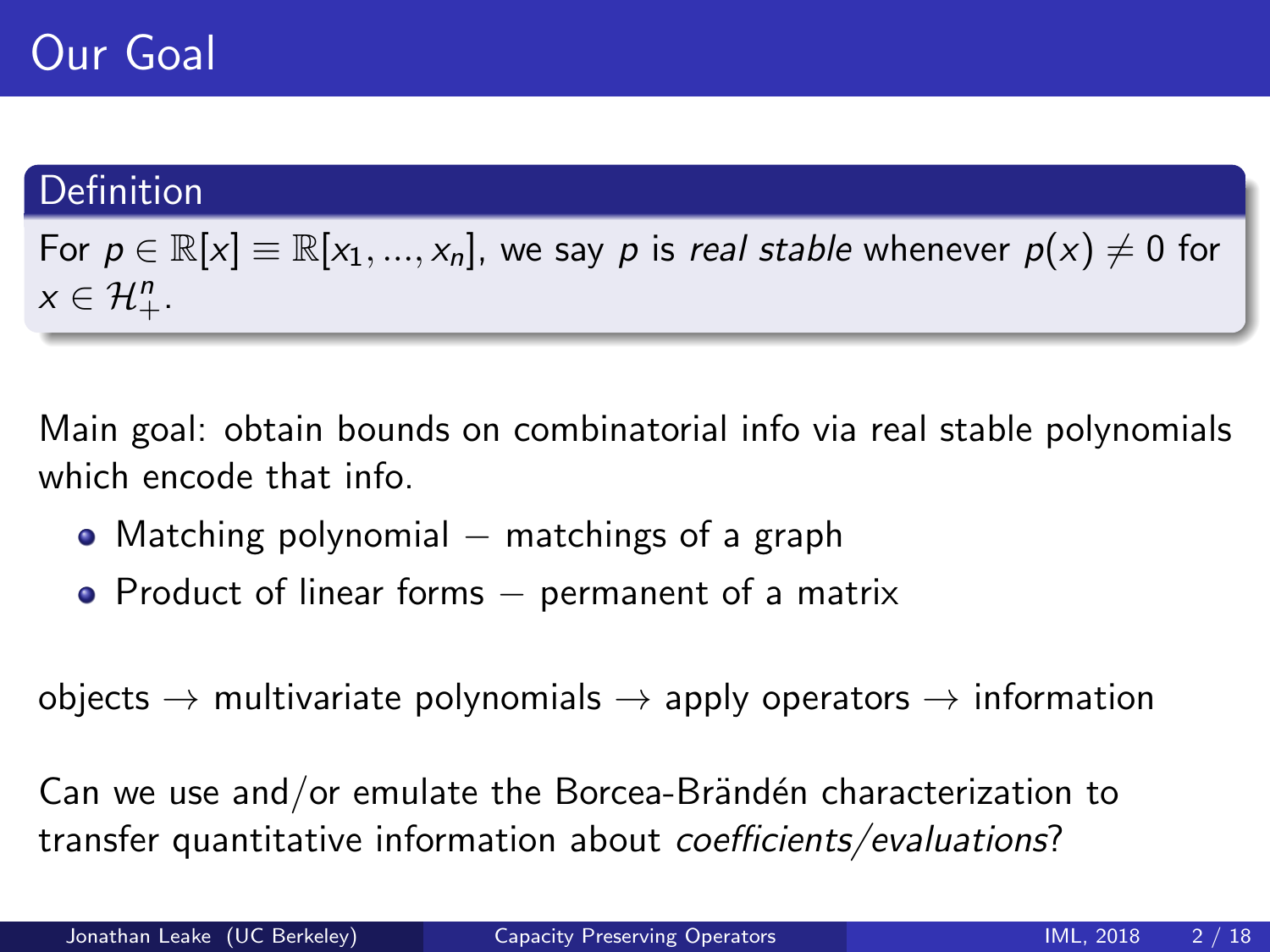# Our Goal

**Definition**

For $p \in \mathbb{R}[x] \equiv \mathbb{R}[x_1, ..., x_n]$, we say $p$ is *real stable* whenever $p(x) \neq 0$ for $x \in \mathcal{H}_+^n$.

Main goal: obtain bounds on combinatorial info via real stable polynomials which encode that info.

- Matching polynomial – matchings of a graph
- Product of linear forms – permanent of a matrix

objects $\to$ multivariate polynomials $\to$ apply operators $\to$ information

Can we use and/or emulate the Borcea-Brändén characterization to transfer quantitative information about *coefficients/evaluations*?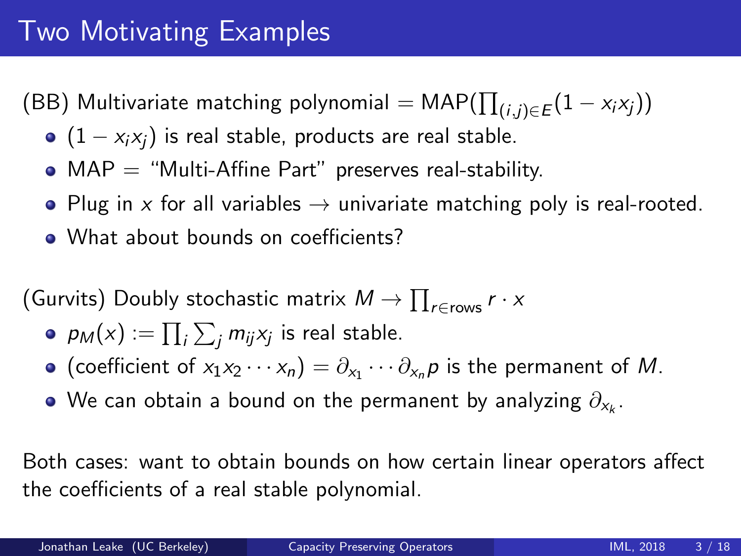# Two Motivating Examples

(BB) Multivariate matching polynomial = $\text{MAP}(\prod_{(i,j)\in E}(1 - x_i x_j))$

- $(1 - x_i x_j)$ is real stable, products are real stable.
- MAP = "Multi-Affine Part" preserves real-stability.
- Plug in $x$ for all variables $\to$ univariate matching poly is real-rooted.
- What about bounds on coefficients?

(Gurvits) Doubly stochastic matrix $M \to \prod_{r\in\text{rows}} r \cdot x$

- $p_M(x) := \prod_i \sum_j m_{ij} x_j$ is real stable.
- (coefficient of $x_1 x_2 \cdots x_n$) $= \partial_{x_1} \cdots \partial_{x_n} p$ is the permanent of $M$.
- We can obtain a bound on the permanent by analyzing $\partial_{x_k}$.

Both cases: want to obtain bounds on how certain linear operators affect the coefficients of a real stable polynomial.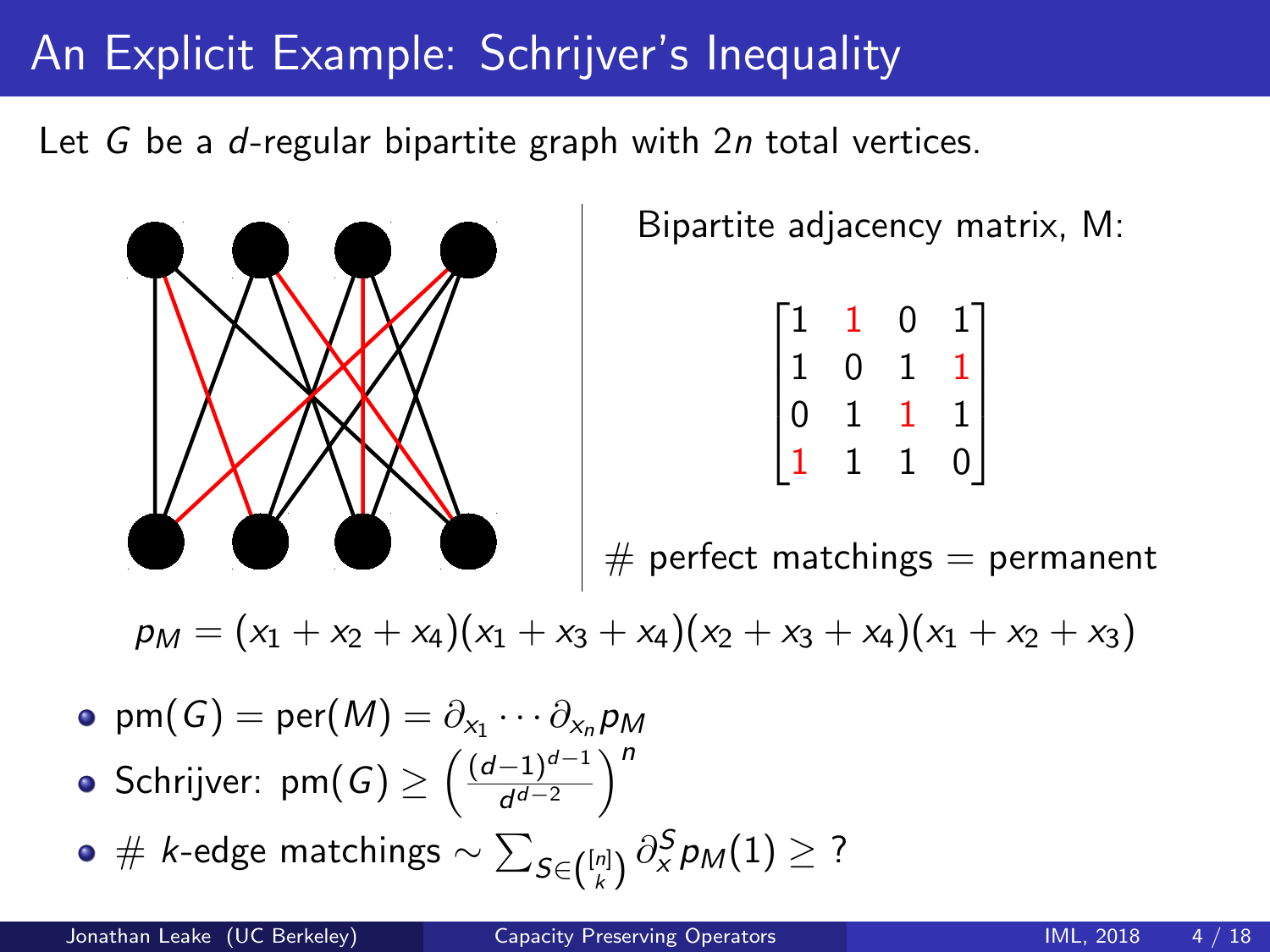# An Explicit Example: Schrijver's Inequality

Let $G$ be a $d$-regular bipartite graph with $2n$ total vertices.

Bipartite adjacency matrix, M:

$$\begin{bmatrix} 1 & 1 & 0 & 1 \\ 1 & 0 & 1 & 1 \\ 0 & 1 & 1 & 1 \\ 1 & 1 & 1 & 0 \end{bmatrix}$$

# perfect matchings = permanent

$$p_M = (x_1 + x_2 + x_4)(x_1 + x_3 + x_4)(x_2 + x_3 + x_4)(x_1 + x_2 + x_3)$$

- $\mathrm{pm}(G) = \mathrm{per}(M) = \partial_{x_1} \cdots \partial_{x_n} p_M$
- Schrijver: $\mathrm{pm}(G) \geq \left(\frac{(d-1)^{d-1}}{d^{d-2}}\right)^n$
- # $k$-edge matchings $\sim \sum_{S \in \binom{[n]}{k}} \partial_x^S p_M(1) \geq$ ?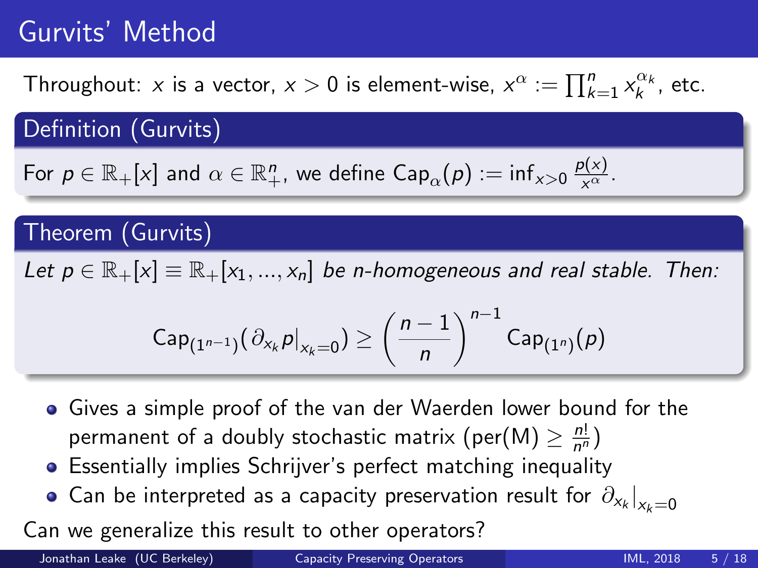# Gurvits' Method

Throughout: $x$ is a vector, $x > 0$ is element-wise, $x^\alpha := \prod_{k=1}^n x_k^{\alpha_k}$, etc.

## Definition (Gurvits)

For $p \in \mathbb{R}_+[x]$ and $\alpha \in \mathbb{R}_+^n$, we define $\text{Cap}_\alpha(p) := \inf_{x>0} \frac{p(x)}{x^\alpha}$.

## Theorem (Gurvits)

*Let $p \in \mathbb{R}_+[x] \equiv \mathbb{R}_+[x_1, ..., x_n]$ be $n$-homogeneous and real stable. Then:*

$$\text{Cap}_{(1^{n-1})}(\partial_{x_k} p|_{x_k=0}) \geq \left(\frac{n-1}{n}\right)^{n-1} \text{Cap}_{(1^n)}(p)$$

- Gives a simple proof of the van der Waerden lower bound for the permanent of a doubly stochastic matrix ($\text{per}(M) \geq \frac{n!}{n^n}$)
- Essentially implies Schrijver's perfect matching inequality
- Can be interpreted as a capacity preservation result for $\partial_{x_k}|_{x_k=0}$

Can we generalize this result to other operators?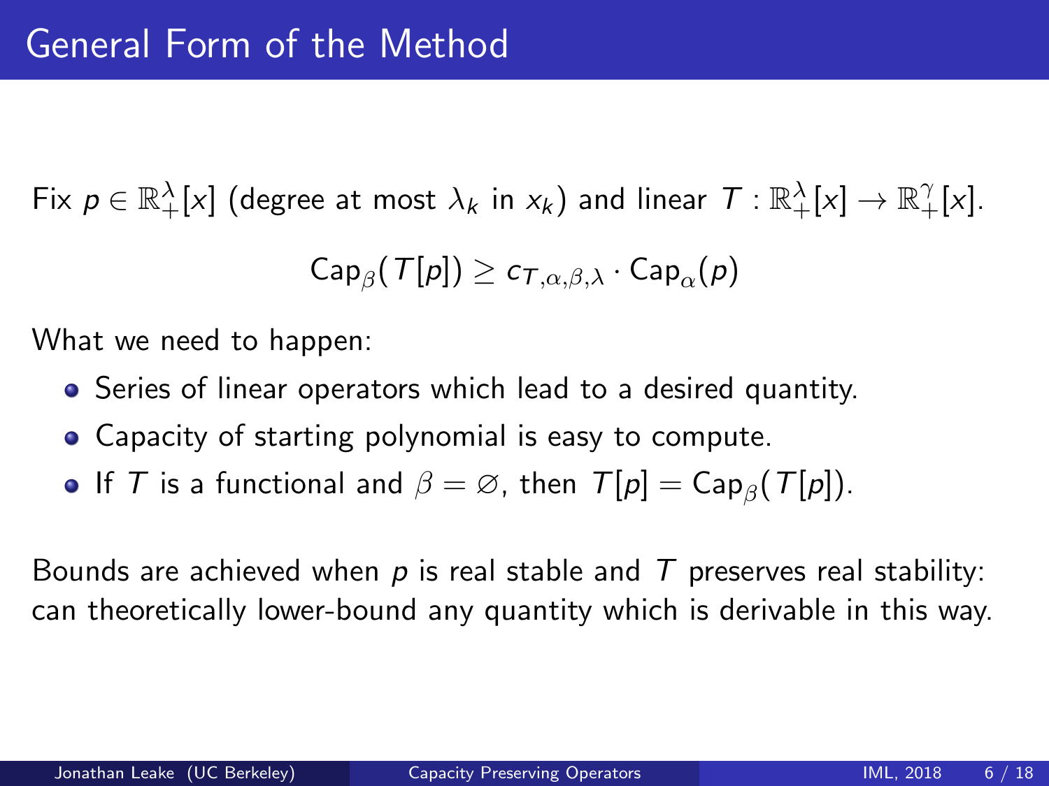# General Form of the Method

Fix $p \in \mathbb{R}_+^{\lambda}[x]$ (degree at most $\lambda_k$ in $x_k$) and linear $T : \mathbb{R}_+^{\lambda}[x] \to \mathbb{R}_+^{\gamma}[x]$.

$$\mathrm{Cap}_{\beta}(T[p]) \geq c_{T,\alpha,\beta,\lambda} \cdot \mathrm{Cap}_{\alpha}(p)$$

What we need to happen:

- Series of linear operators which lead to a desired quantity.
- Capacity of starting polynomial is easy to compute.
- If $T$ is a functional and $\beta = \varnothing$, then $T[p] = \mathrm{Cap}_{\beta}(T[p])$.

Bounds are achieved when $p$ is real stable and $T$ preserves real stability: can theoretically lower-bound any quantity which is derivable in this way.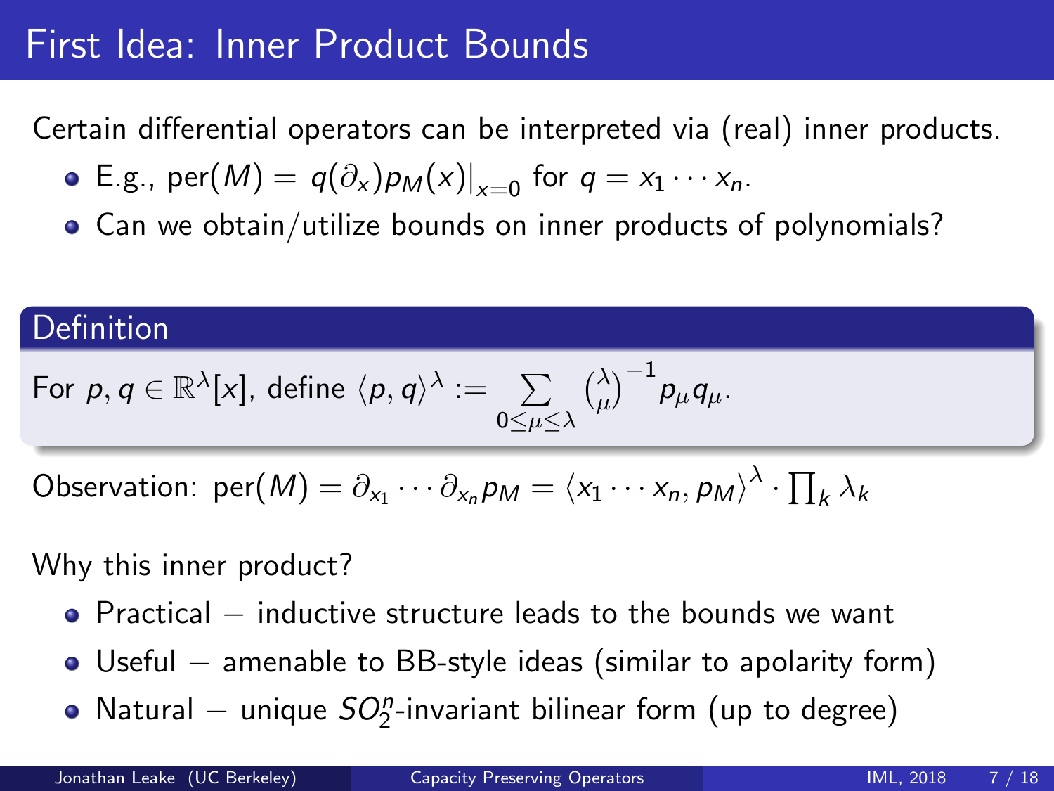# First Idea: Inner Product Bounds

Certain differential operators can be interpreted via (real) inner products.

- E.g., $\text{per}(M) = q(\partial_x) p_M(x)\big|_{x=0}$ for $q = x_1 \cdots x_n$.
- Can we obtain/utilize bounds on inner products of polynomials?

**Definition**

For $p, q \in \mathbb{R}^\lambda[x]$, define $\langle p, q \rangle^\lambda := \sum_{0 \leq \mu \leq \lambda} \binom{\lambda}{\mu}^{-1} p_\mu q_\mu$.

Observation: $\text{per}(M) = \partial_{x_1} \cdots \partial_{x_n} p_M = \langle x_1 \cdots x_n, p_M \rangle^\lambda \cdot \prod_k \lambda_k$

Why this inner product?

- Practical – inductive structure leads to the bounds we want
- Useful – amenable to BB-style ideas (similar to apolarity form)
- Natural – unique $SO_2^n$-invariant bilinear form (up to degree)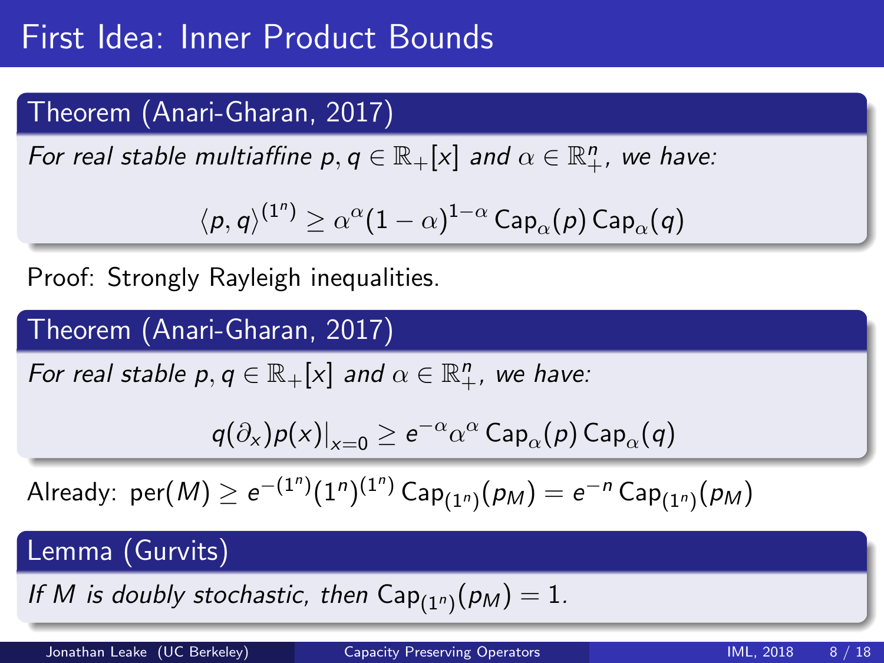# First Idea: Inner Product Bounds

**Theorem (Anari-Gharan, 2017)**

*For real stable multiaffine $p, q \in \mathbb{R}_+[x]$ and $\alpha \in \mathbb{R}^n_+$, we have:*

$$\langle p, q \rangle^{(1^n)} \geq \alpha^\alpha (1-\alpha)^{1-\alpha} \operatorname{Cap}_\alpha(p) \operatorname{Cap}_\alpha(q)$$

Proof: Strongly Rayleigh inequalities.

**Theorem (Anari-Gharan, 2017)**

*For real stable $p, q \in \mathbb{R}_+[x]$ and $\alpha \in \mathbb{R}^n_+$, we have:*

$$q(\partial_x) p(x)\big|_{x=0} \geq e^{-\alpha} \alpha^\alpha \operatorname{Cap}_\alpha(p) \operatorname{Cap}_\alpha(q)$$

Already: $\operatorname{per}(M) \geq e^{-(1^n)} (1^n)^{(1^n)} \operatorname{Cap}_{(1^n)}(p_M) = e^{-n} \operatorname{Cap}_{(1^n)}(p_M)$

**Lemma (Gurvits)**

*If $M$ is doubly stochastic, then $\operatorname{Cap}_{(1^n)}(p_M) = 1$.*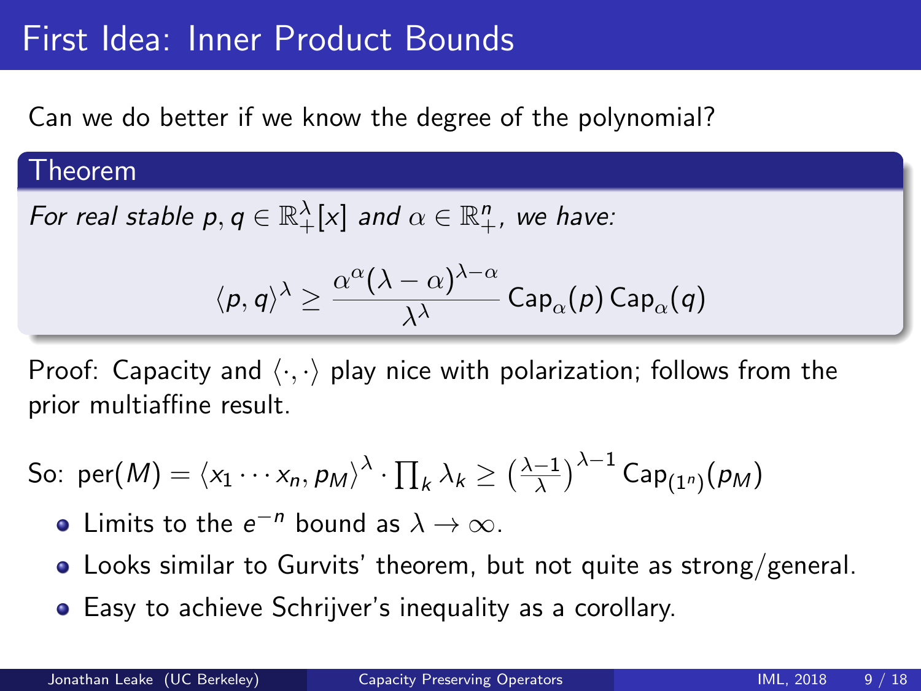# First Idea: Inner Product Bounds

Can we do better if we know the degree of the polynomial?

**Theorem**

*For real stable $p, q \in \mathbb{R}_+^\lambda[x]$ and $\alpha \in \mathbb{R}_+^n$, we have:*

$$\langle p, q \rangle^\lambda \geq \frac{\alpha^\alpha (\lambda - \alpha)^{\lambda - \alpha}}{\lambda^\lambda} \operatorname{Cap}_\alpha(p) \operatorname{Cap}_\alpha(q)$$

Proof: Capacity and $\langle \cdot, \cdot \rangle$ play nice with polarization; follows from the prior multiaffine result.

So: $\operatorname{per}(M) = \langle x_1 \cdots x_n, p_M \rangle^\lambda \cdot \prod_k \lambda_k \geq \left(\frac{\lambda - 1}{\lambda}\right)^{\lambda - 1} \operatorname{Cap}_{(1^n)}(p_M)$

- Limits to the $e^{-n}$ bound as $\lambda \to \infty$.
- Looks similar to Gurvits' theorem, but not quite as strong/general.
- Easy to achieve Schrijver's inequality as a corollary.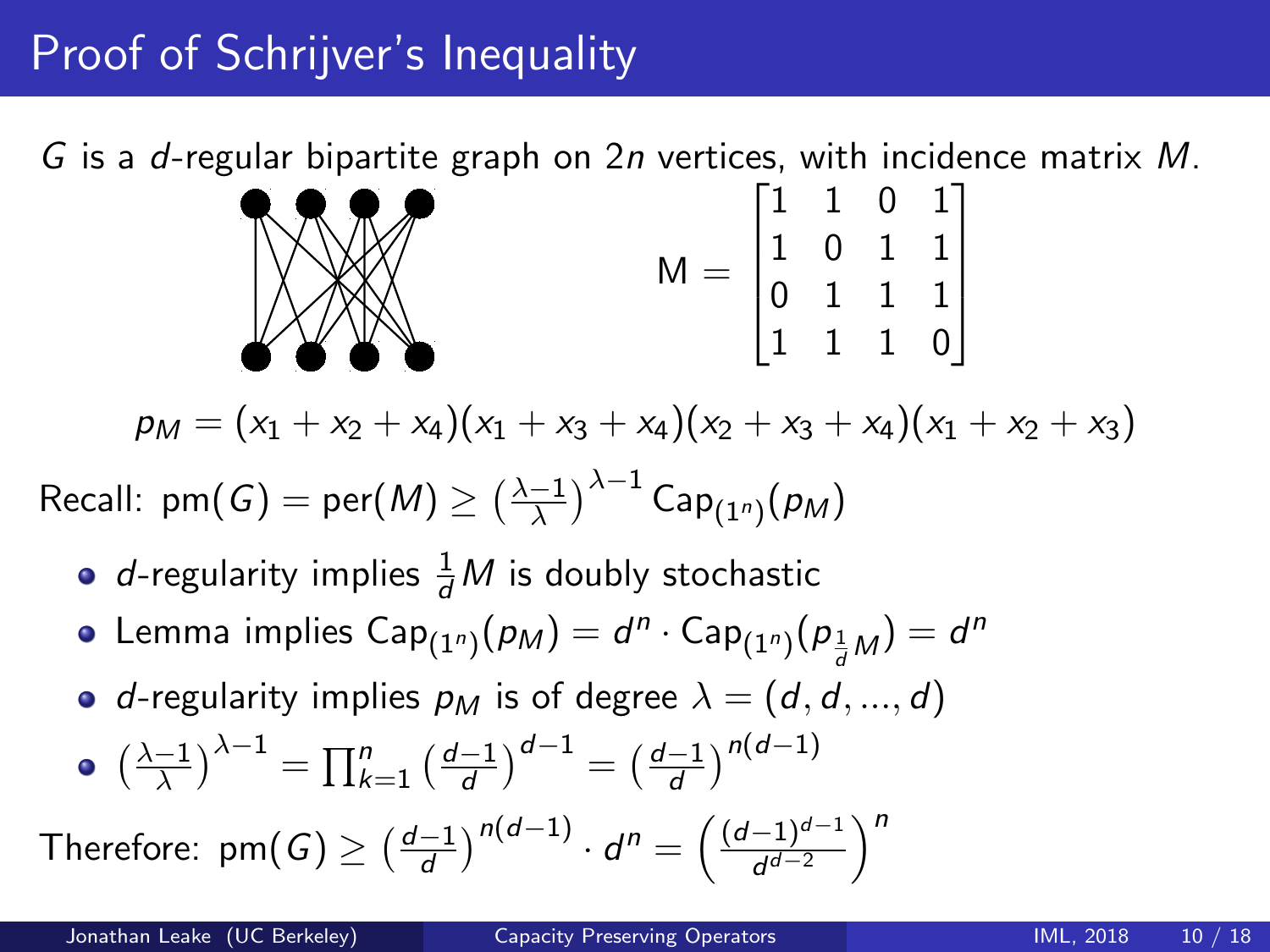# Proof of Schrijver's Inequality

$G$ is a $d$-regular bipartite graph on $2n$ vertices, with incidence matrix $M$.

$$\mathrm{M} = \begin{bmatrix} 1 & 1 & 0 & 1 \\ 1 & 0 & 1 & 1 \\ 0 & 1 & 1 & 1 \\ 1 & 1 & 1 & 0 \end{bmatrix}$$

$$p_M = (x_1 + x_2 + x_4)(x_1 + x_3 + x_4)(x_2 + x_3 + x_4)(x_1 + x_2 + x_3)$$

Recall: $\mathrm{pm}(G) = \mathrm{per}(M) \geq \left(\frac{\lambda - 1}{\lambda}\right)^{\lambda - 1} \mathrm{Cap}_{(1^n)}(p_M)$

- $d$-regularity implies $\frac{1}{d}M$ is doubly stochastic
- Lemma implies $\mathrm{Cap}_{(1^n)}(p_M) = d^n \cdot \mathrm{Cap}_{(1^n)}(p_{\frac{1}{d}M}) = d^n$
- $d$-regularity implies $p_M$ is of degree $\lambda = (d, d, ..., d)$
- $\left(\frac{\lambda - 1}{\lambda}\right)^{\lambda - 1} = \prod_{k=1}^{n} \left(\frac{d-1}{d}\right)^{d-1} = \left(\frac{d-1}{d}\right)^{n(d-1)}$

Therefore: $\mathrm{pm}(G) \geq \left(\frac{d-1}{d}\right)^{n(d-1)} \cdot d^n = \left(\frac{(d-1)^{d-1}}{d^{d-2}}\right)^n$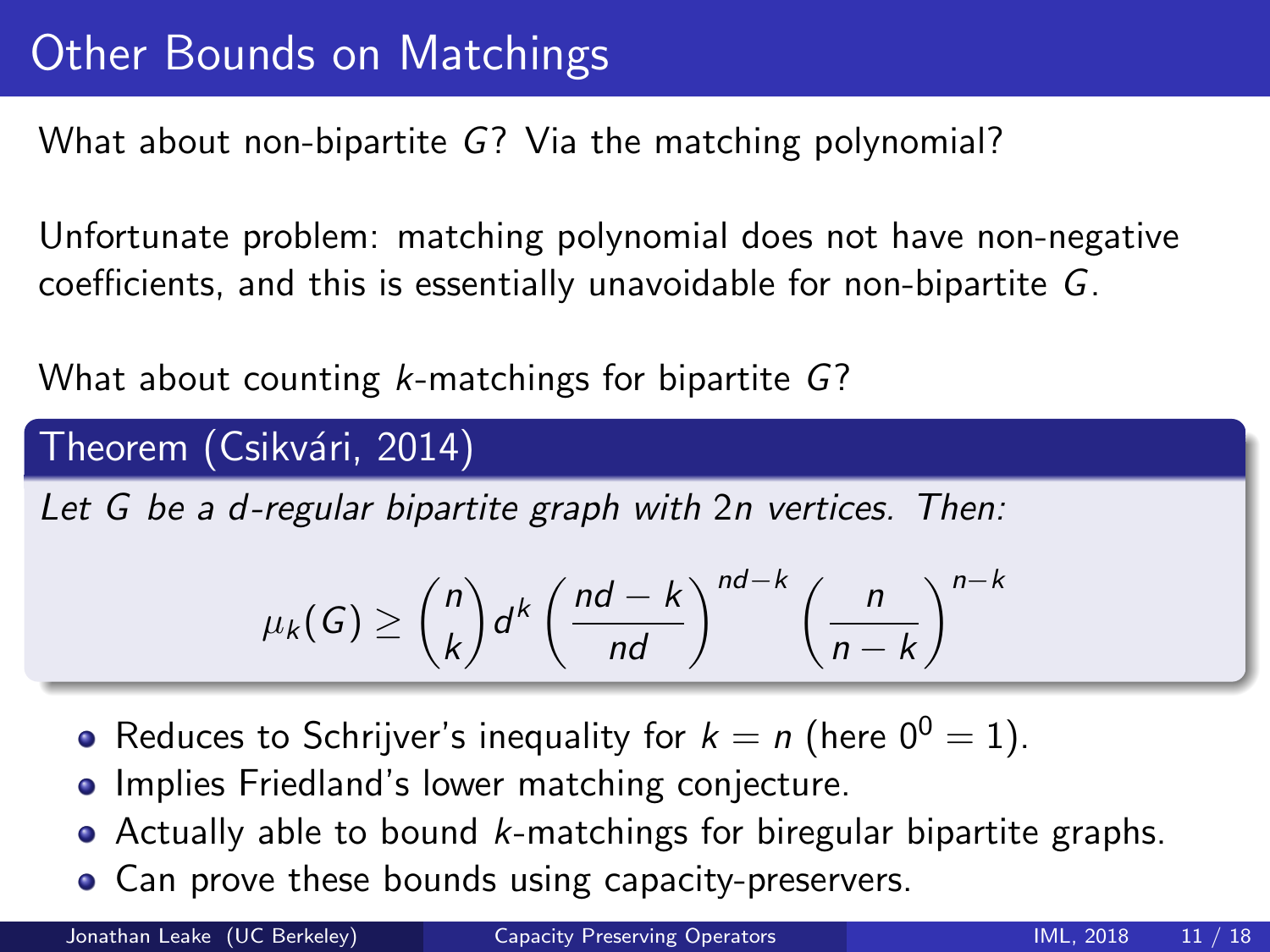# Other Bounds on Matchings

What about non-bipartite $G$? Via the matching polynomial?

Unfortunate problem: matching polynomial does not have non-negative coefficients, and this is essentially unavoidable for non-bipartite $G$.

What about counting $k$-matchings for bipartite $G$?

**Theorem (Csikvári, 2014)**

*Let $G$ be a $d$-regular bipartite graph with $2n$ vertices. Then:*

$$\mu_k(G) \geq \binom{n}{k} d^k \left(\frac{nd-k}{nd}\right)^{nd-k} \left(\frac{n}{n-k}\right)^{n-k}$$

- Reduces to Schrijver's inequality for $k = n$ (here $0^0 = 1$).
- Implies Friedland's lower matching conjecture.
- Actually able to bound $k$-matchings for biregular bipartite graphs.
- Can prove these bounds using capacity-preservers.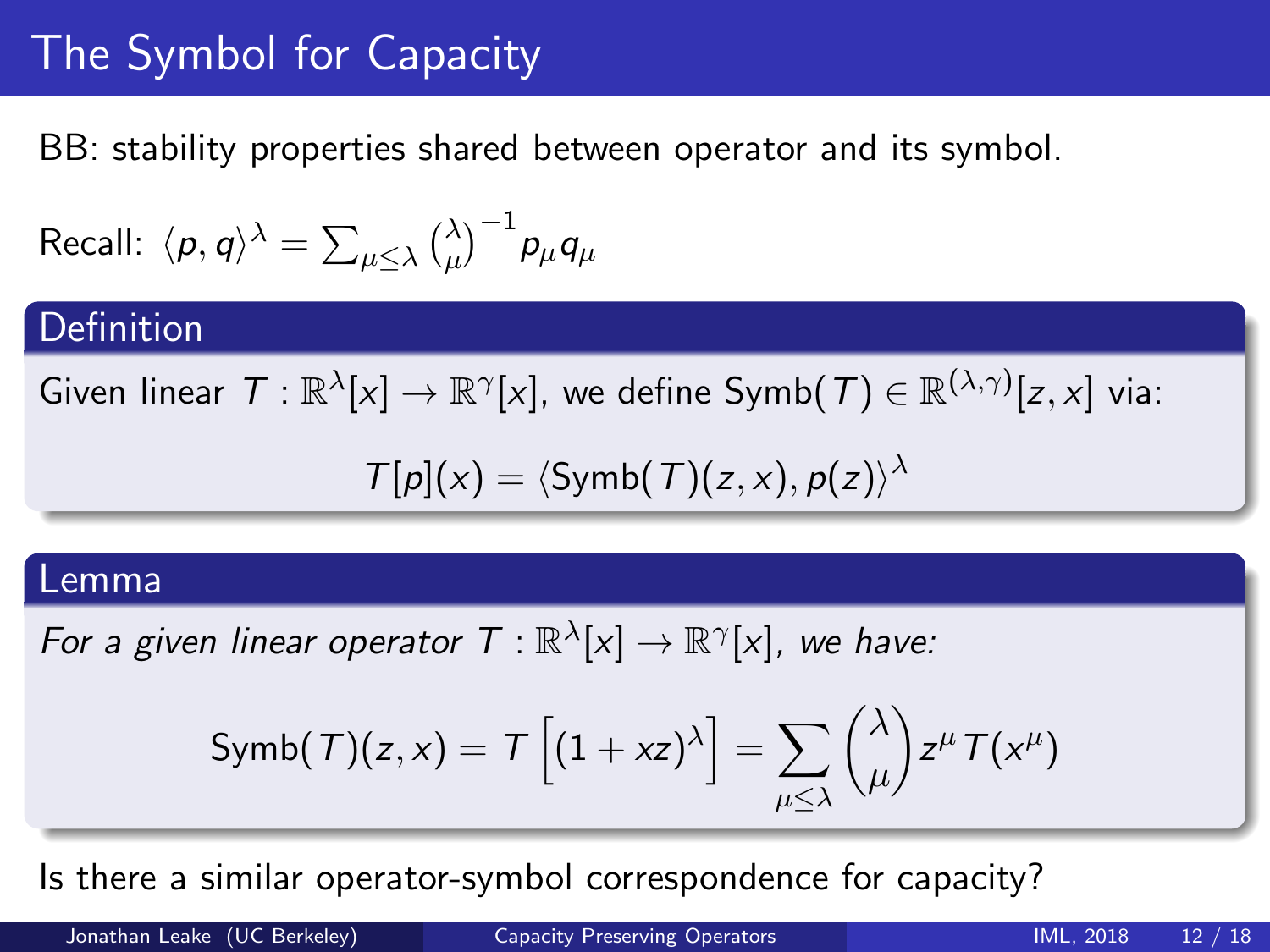# The Symbol for Capacity

BB: stability properties shared between operator and its symbol.

Recall: $\langle p, q \rangle^\lambda = \sum_{\mu \leq \lambda} \binom{\lambda}{\mu}^{-1} p_\mu q_\mu$

### Definition

Given linear $T : \mathbb{R}^\lambda[x] \to \mathbb{R}^\gamma[x]$, we define $\text{Symb}(T) \in \mathbb{R}^{(\lambda,\gamma)}[z, x]$ via:

$$T[p](x) = \langle \text{Symb}(T)(z, x), p(z) \rangle^\lambda$$

### Lemma

*For a given linear operator $T : \mathbb{R}^\lambda[x] \to \mathbb{R}^\gamma[x]$, we have:*

$$\text{Symb}(T)(z, x) = T\left[(1 + xz)^\lambda\right] = \sum_{\mu \leq \lambda} \binom{\lambda}{\mu} z^\mu T(x^\mu)$$

Is there a similar operator-symbol correspondence for capacity?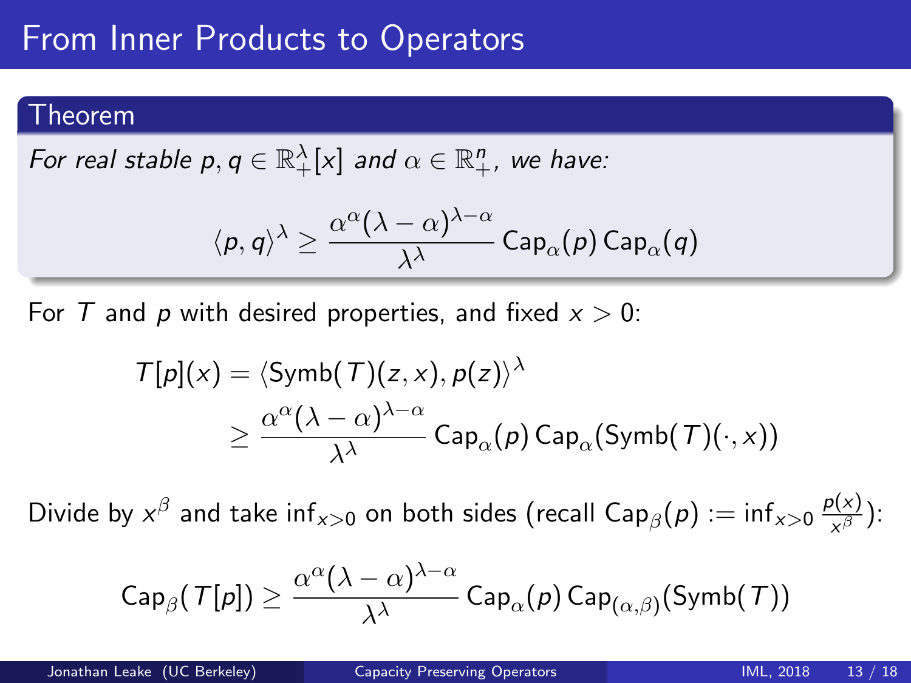# From Inner Products to Operators

**Theorem**

*For real stable $p, q \in \mathbb{R}_+^\lambda[x]$ and $\alpha \in \mathbb{R}_+^n$, we have:*

$$\langle p, q \rangle^\lambda \geq \frac{\alpha^\alpha (\lambda - \alpha)^{\lambda - \alpha}}{\lambda^\lambda} \operatorname{Cap}_\alpha(p) \operatorname{Cap}_\alpha(q)$$

For $T$ and $p$ with desired properties, and fixed $x > 0$:

$$\begin{aligned} T[p](x) &= \langle \operatorname{Symb}(T)(z, x), p(z) \rangle^\lambda \\ &\geq \frac{\alpha^\alpha (\lambda - \alpha)^{\lambda - \alpha}}{\lambda^\lambda} \operatorname{Cap}_\alpha(p) \operatorname{Cap}_\alpha(\operatorname{Symb}(T)(\cdot, x)) \end{aligned}$$

Divide by $x^\beta$ and take $\inf_{x>0}$ on both sides (recall $\operatorname{Cap}_\beta(p) := \inf_{x>0} \frac{p(x)}{x^\beta}$):

$$\operatorname{Cap}_\beta(T[p]) \geq \frac{\alpha^\alpha (\lambda - \alpha)^{\lambda - \alpha}}{\lambda^\lambda} \operatorname{Cap}_\alpha(p) \operatorname{Cap}_{(\alpha,\beta)}(\operatorname{Symb}(T))$$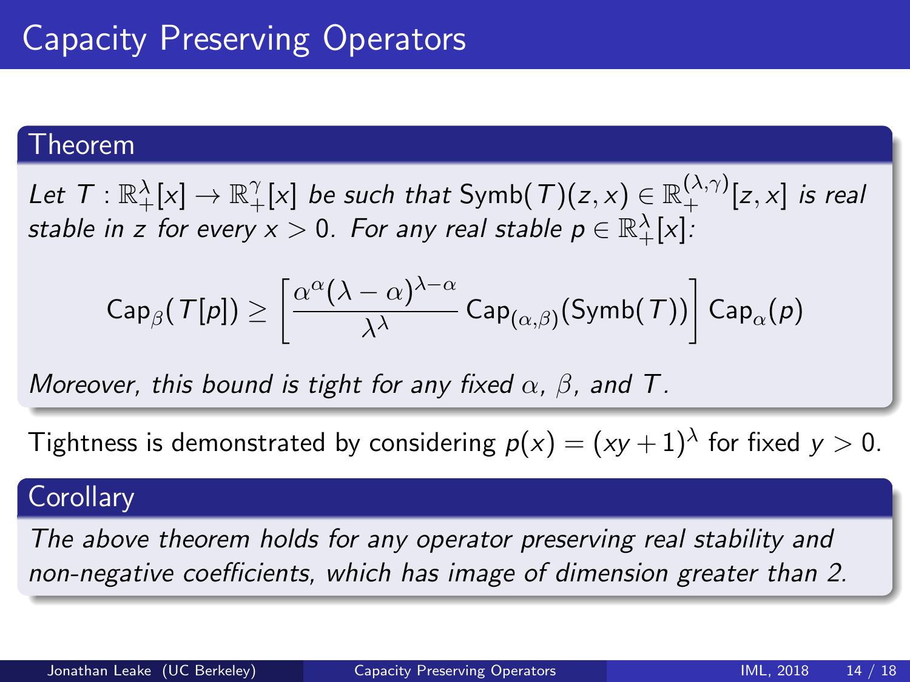# Capacity Preserving Operators

**Theorem**

*Let $T : \mathbb{R}_+^\lambda[x] \to \mathbb{R}_+^\gamma[x]$ be such that $\text{Symb}(T)(z,x) \in \mathbb{R}_+^{(\lambda,\gamma)}[z,x]$ is real stable in $z$ for every $x > 0$. For any real stable $p \in \mathbb{R}_+^\lambda[x]$:*

$$\text{Cap}_\beta(T[p]) \geq \left[\frac{\alpha^\alpha(\lambda-\alpha)^{\lambda-\alpha}}{\lambda^\lambda}\text{Cap}_{(\alpha,\beta)}(\text{Symb}(T))\right]\text{Cap}_\alpha(p)$$

*Moreover, this bound is tight for any fixed $\alpha$, $\beta$, and $T$.*

Tightness is demonstrated by considering $p(x) = (xy+1)^\lambda$ for fixed $y > 0$.

**Corollary**

*The above theorem holds for any operator preserving real stability and non-negative coefficients, which has image of dimension greater than 2.*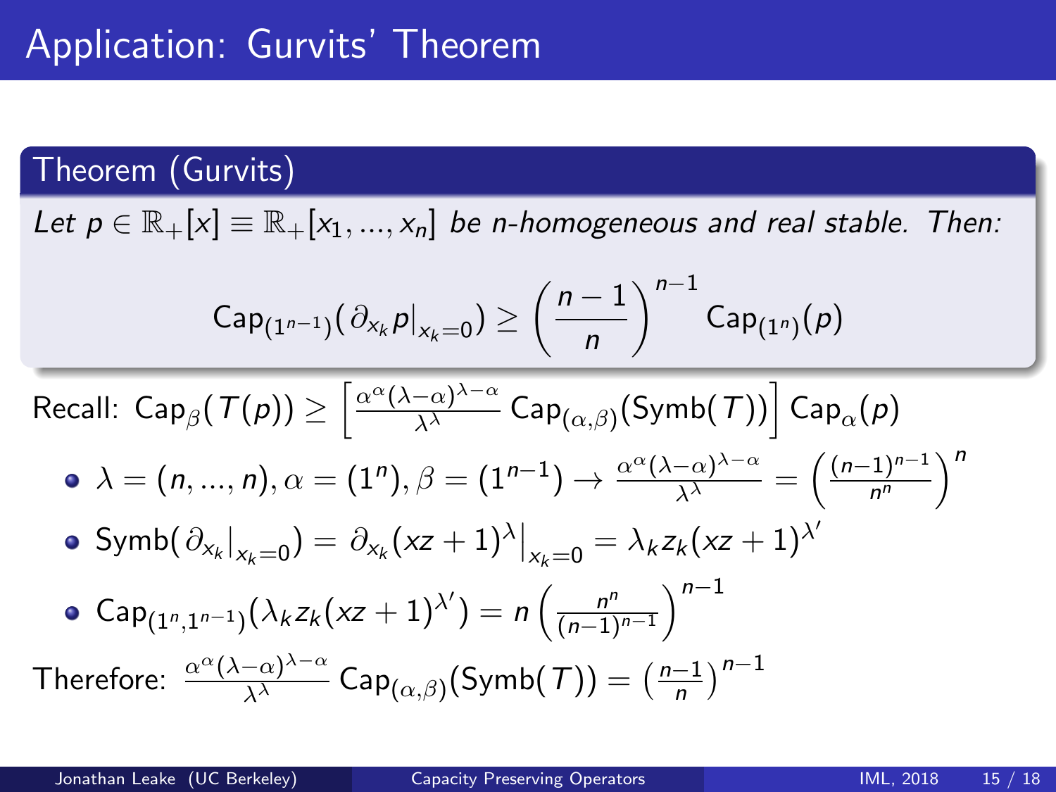# Application: Gurvits' Theorem

**Theorem (Gurvits)**

*Let $p \in \mathbb{R}_+[x] \equiv \mathbb{R}_+[x_1, ..., x_n]$ be n-homogeneous and real stable. Then:*

$$\text{Cap}_{(1^{n-1})}(\partial_{x_k} p|_{x_k=0}) \geq \left(\frac{n-1}{n}\right)^{n-1} \text{Cap}_{(1^n)}(p)$$

Recall: $\text{Cap}_\beta(T(p)) \geq \left[\frac{\alpha^\alpha(\lambda-\alpha)^{\lambda-\alpha}}{\lambda^\lambda} \text{Cap}_{(\alpha,\beta)}(\text{Symb}(T))\right] \text{Cap}_\alpha(p)$

- $\lambda = (n, ..., n), \alpha = (1^n), \beta = (1^{n-1}) \rightarrow \frac{\alpha^\alpha(\lambda-\alpha)^{\lambda-\alpha}}{\lambda^\lambda} = \left(\frac{(n-1)^{n-1}}{n^n}\right)^n$
- $\text{Symb}(\partial_{x_k}|_{x_k=0}) = \partial_{x_k}(xz+1)^\lambda\big|_{x_k=0} = \lambda_k z_k (xz+1)^{\lambda'}$
- $\text{Cap}_{(1^n,1^{n-1})}(\lambda_k z_k (xz+1)^{\lambda'}) = n\left(\frac{n^n}{(n-1)^{n-1}}\right)^{n-1}$

Therefore: $\frac{\alpha^\alpha(\lambda-\alpha)^{\lambda-\alpha}}{\lambda^\lambda} \text{Cap}_{(\alpha,\beta)}(\text{Symb}(T)) = \left(\frac{n-1}{n}\right)^{n-1}$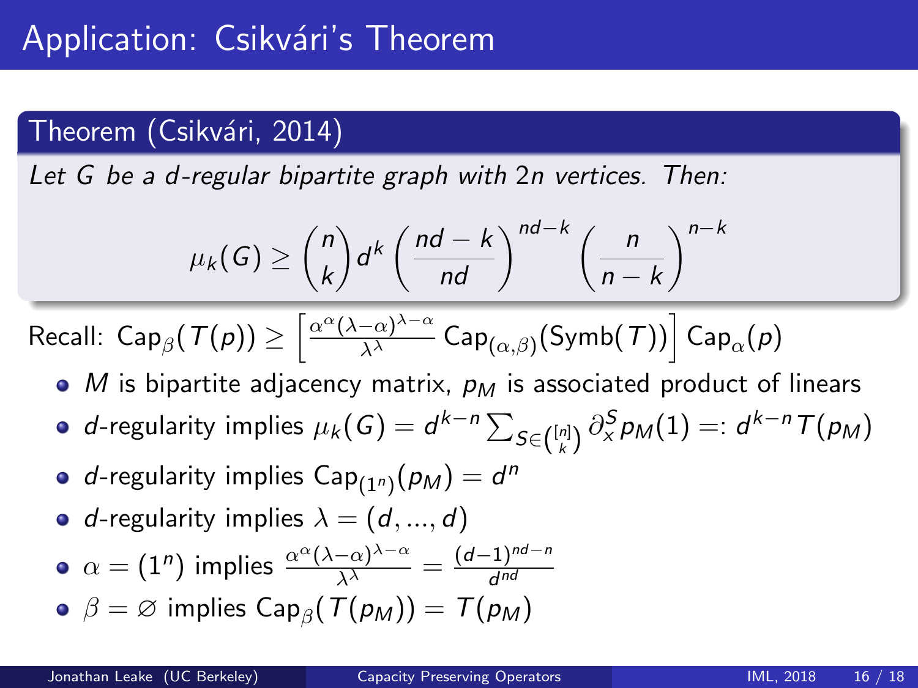# Application: Csikvári's Theorem

## Theorem (Csikvári, 2014)

*Let $G$ be a $d$-regular bipartite graph with $2n$ vertices. Then:*

$$\mu_k(G) \geq \binom{n}{k} d^k \left(\frac{nd-k}{nd}\right)^{nd-k} \left(\frac{n}{n-k}\right)^{n-k}$$

Recall: $\mathrm{Cap}_\beta(T(p)) \geq \left[\frac{\alpha^\alpha(\lambda-\alpha)^{\lambda-\alpha}}{\lambda^\lambda} \mathrm{Cap}_{(\alpha,\beta)}(\mathrm{Symb}(T))\right] \mathrm{Cap}_\alpha(p)$

- $M$ is bipartite adjacency matrix, $p_M$ is associated product of linears
- $d$-regularity implies $\mu_k(G) = d^{k-n} \sum_{S \in \binom{[n]}{k}} \partial_x^S p_M(1) =: d^{k-n} T(p_M)$
- $d$-regularity implies $\mathrm{Cap}_{(1^n)}(p_M) = d^n$
- $d$-regularity implies $\lambda = (d, ..., d)$
- $\alpha = (1^n)$ implies $\frac{\alpha^\alpha(\lambda-\alpha)^{\lambda-\alpha}}{\lambda^\lambda} = \frac{(d-1)^{nd-n}}{d^{nd}}$
- $\beta = \varnothing$ implies $\mathrm{Cap}_\beta(T(p_M)) = T(p_M)$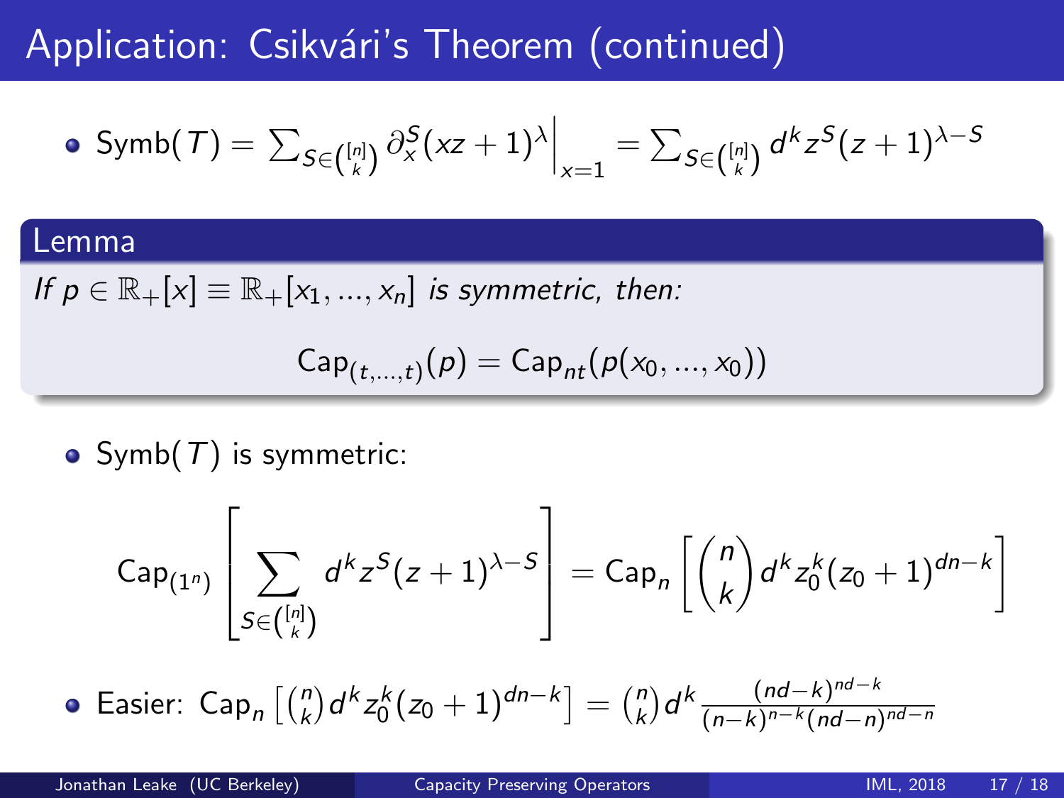# Application: Csikvári's Theorem (continued)

- $\text{Symb}(T) = \sum_{S \in \binom{[n]}{k}} \partial_x^S (xz+1)^\lambda \Big|_{x=1} = \sum_{S \in \binom{[n]}{k}} d^k z^S (z+1)^{\lambda - S}$

**Lemma**

*If $p \in \mathbb{R}_+[x] \equiv \mathbb{R}_+[x_1, ..., x_n]$ is symmetric, then:*

$$\text{Cap}_{(t,...,t)}(p) = \text{Cap}_{nt}(p(x_0, ..., x_0))$$

- $\text{Symb}(T)$ is symmetric:

$$\text{Cap}_{(1^n)} \left[ \sum_{S \in \binom{[n]}{k}} d^k z^S (z+1)^{\lambda - S} \right] = \text{Cap}_n \left[ \binom{n}{k} d^k z_0^k (z_0 + 1)^{dn-k} \right]$$

- Easier: $\text{Cap}_n \left[ \binom{n}{k} d^k z_0^k (z_0+1)^{dn-k} \right] = \binom{n}{k} d^k \frac{(nd-k)^{nd-k}}{(n-k)^{n-k}(nd-n)^{nd-n}}$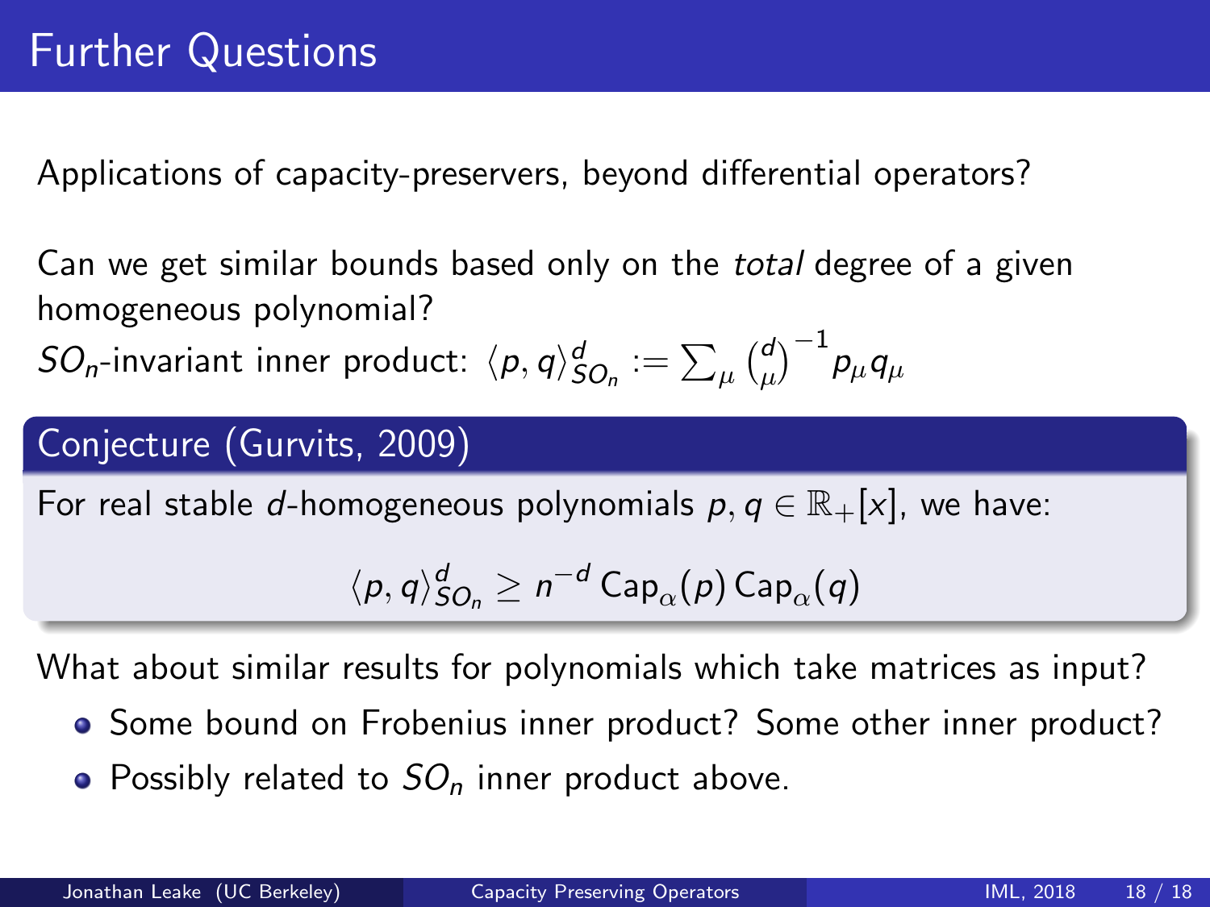# Further Questions

Applications of capacity-preservers, beyond differential operators?

Can we get similar bounds based only on the *total* degree of a given homogeneous polynomial?

$SO_n$-invariant inner product: $\langle p, q \rangle_{SO_n}^d := \sum_\mu \binom{d}{\mu}^{-1} p_\mu q_\mu$

## Conjecture (Gurvits, 2009)

For real stable $d$-homogeneous polynomials $p, q \in \mathbb{R}_+[x]$, we have:

$$\langle p, q \rangle_{SO_n}^d \geq n^{-d} \,\mathrm{Cap}_\alpha(p)\, \mathrm{Cap}_\alpha(q)$$

What about similar results for polynomials which take matrices as input?

- Some bound on Frobenius inner product? Some other inner product?
- Possibly related to $SO_n$ inner product above.